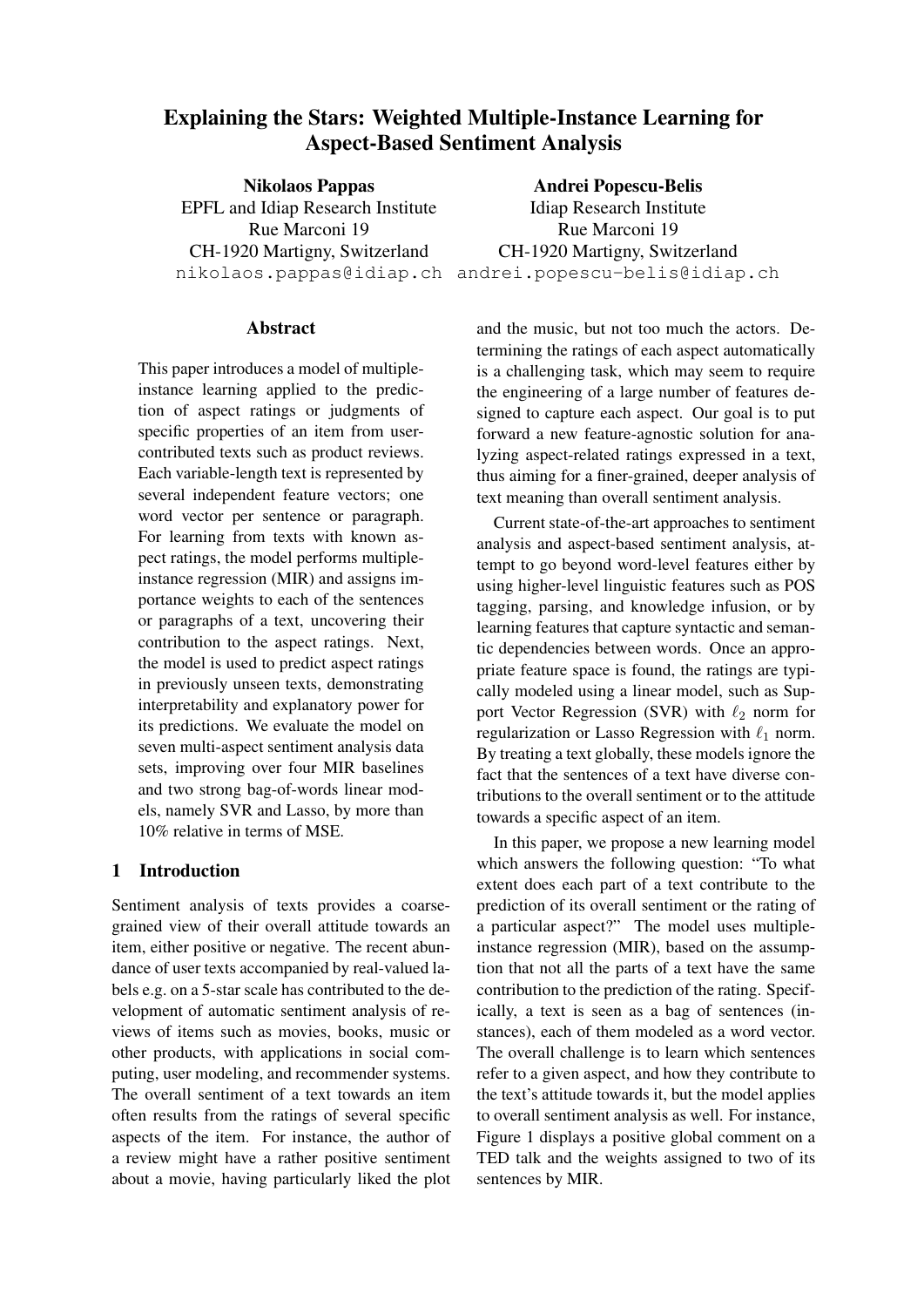# Explaining the Stars: Weighted Multiple-Instance Learning for Aspect-Based Sentiment Analysis

**Nikolaos Pappas**
EPFL and Idiap Research Institute
Rue Marconi 19
CH-1920 Martigny, Switzerland
nikolaos.pappas@idiap.ch

**Andrei Popescu-Belis**
Idiap Research Institute
Rue Marconi 19
CH-1920 Martigny, Switzerland
andrei.popescu-belis@idiap.ch

## Abstract

This paper introduces a model of multiple-instance learning applied to the prediction of aspect ratings or judgments of specific properties of an item from user-contributed texts such as product reviews. Each variable-length text is represented by several independent feature vectors; one word vector per sentence or paragraph. For learning from texts with known aspect ratings, the model performs multiple-instance regression (MIR) and assigns importance weights to each of the sentences or paragraphs of a text, uncovering their contribution to the aspect ratings. Next, the model is used to predict aspect ratings in previously unseen texts, demonstrating interpretability and explanatory power for its predictions. We evaluate the model on seven multi-aspect sentiment analysis data sets, improving over four MIR baselines and two strong bag-of-words linear models, namely SVR and Lasso, by more than 10% relative in terms of MSE.

## 1 Introduction

Sentiment analysis of texts provides a coarse-grained view of their overall attitude towards an item, either positive or negative. The recent abundance of user texts accompanied by real-valued labels e.g. on a 5-star scale has contributed to the development of automatic sentiment analysis of reviews of items such as movies, books, music or other products, with applications in social computing, user modeling, and recommender systems. The overall sentiment of a text towards an item often results from the ratings of several specific aspects of the item. For instance, the author of a review might have a rather positive sentiment about a movie, having particularly liked the plot and the music, but not too much the actors. Determining the ratings of each aspect automatically is a challenging task, which may seem to require the engineering of a large number of features designed to capture each aspect. Our goal is to put forward a new feature-agnostic solution for analyzing aspect-related ratings expressed in a text, thus aiming for a finer-grained, deeper analysis of text meaning than overall sentiment analysis.

Current state-of-the-art approaches to sentiment analysis and aspect-based sentiment analysis, attempt to go beyond word-level features either by using higher-level linguistic features such as POS tagging, parsing, and knowledge infusion, or by learning features that capture syntactic and semantic dependencies between words. Once an appropriate feature space is found, the ratings are typically modeled using a linear model, such as Support Vector Regression (SVR) with $\ell_2$ norm for regularization or Lasso Regression with $\ell_1$ norm. By treating a text globally, these models ignore the fact that the sentences of a text have diverse contributions to the overall sentiment or to the attitude towards a specific aspect of an item.

In this paper, we propose a new learning model which answers the following question: "To what extent does each part of a text contribute to the prediction of its overall sentiment or the rating of a particular aspect?" The model uses multiple-instance regression (MIR), based on the assumption that not all the parts of a text have the same contribution to the prediction of the rating. Specifically, a text is seen as a bag of sentences (instances), each of them modeled as a word vector. The overall challenge is to learn which sentences refer to a given aspect, and how they contribute to the text's attitude towards it, but the model applies to overall sentiment analysis as well. For instance, Figure 1 displays a positive global comment on a TED talk and the weights assigned to two of its sentences by MIR.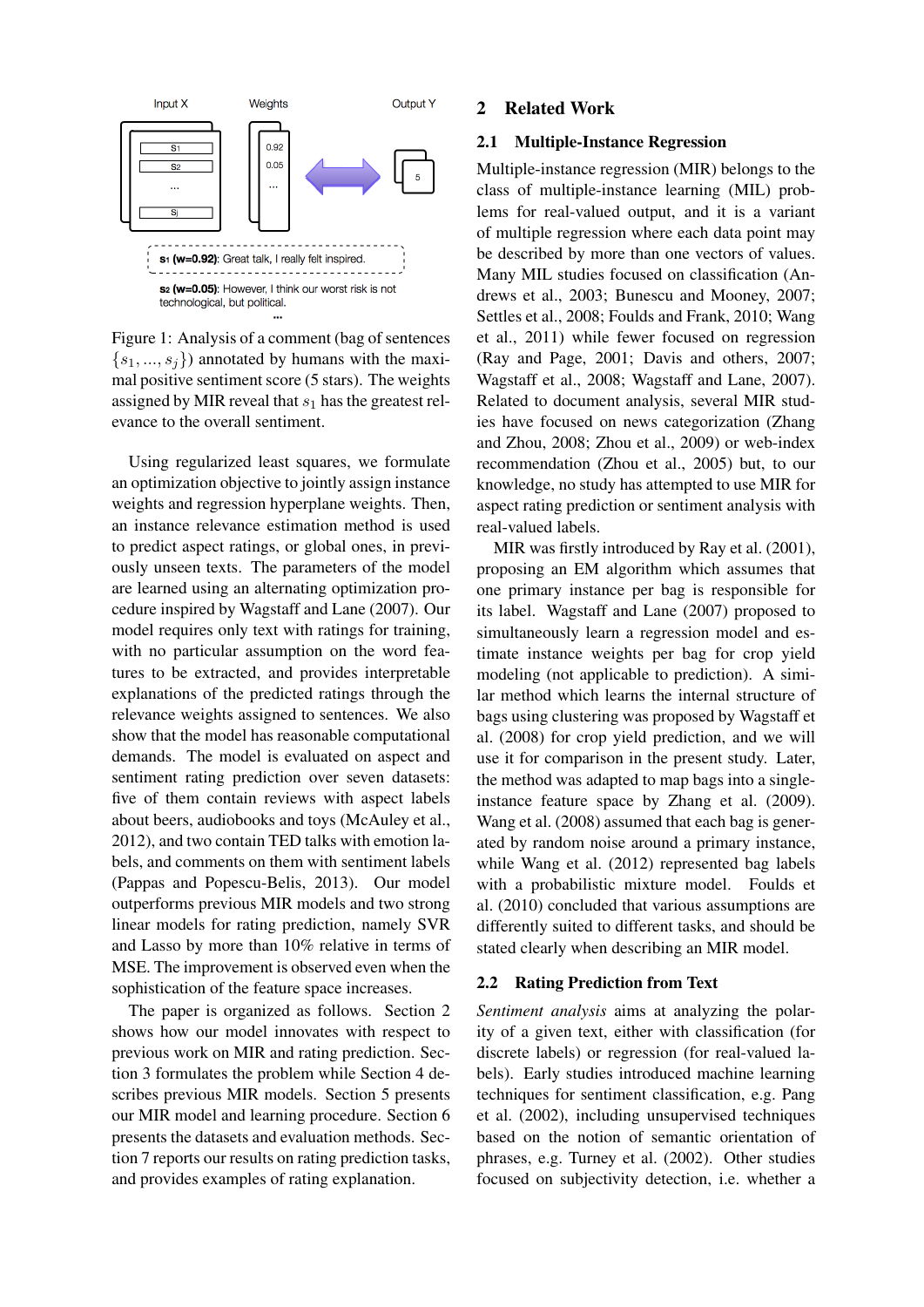Input X Weights Output Y

s1 (w=0.92): Great talk, I really felt inspired.

s2 (w=0.05): However, I think our worst risk is not technological, but political.

Figure 1: Analysis of a comment (bag of sentences $\{s_1, ..., s_j\}$) annotated by humans with the maximal positive sentiment score (5 stars). The weights assigned by MIR reveal that $s_1$ has the greatest relevance to the overall sentiment.

Using regularized least squares, we formulate an optimization objective to jointly assign instance weights and regression hyperplane weights. Then, an instance relevance estimation method is used to predict aspect ratings, or global ones, in previously unseen texts. The parameters of the model are learned using an alternating optimization procedure inspired by Wagstaff and Lane (2007). Our model requires only text with ratings for training, with no particular assumption on the word features to be extracted, and provides interpretable explanations of the predicted ratings through the relevance weights assigned to sentences. We also show that the model has reasonable computational demands. The model is evaluated on aspect and sentiment rating prediction over seven datasets: five of them contain reviews with aspect labels about beers, audiobooks and toys (McAuley et al., 2012), and two contain TED talks with emotion labels, and comments on them with sentiment labels (Pappas and Popescu-Belis, 2013). Our model outperforms previous MIR models and two strong linear models for rating prediction, namely SVR and Lasso by more than 10% relative in terms of MSE. The improvement is observed even when the sophistication of the feature space increases.

The paper is organized as follows. Section 2 shows how our model innovates with respect to previous work on MIR and rating prediction. Section 3 formulates the problem while Section 4 describes previous MIR models. Section 5 presents our MIR model and learning procedure. Section 6 presents the datasets and evaluation methods. Section 7 reports our results on rating prediction tasks, and provides examples of rating explanation.

## 2 Related Work

### 2.1 Multiple-Instance Regression

Multiple-instance regression (MIR) belongs to the class of multiple-instance learning (MIL) problems for real-valued output, and it is a variant of multiple regression where each data point may be described by more than one vectors of values. Many MIL studies focused on classification (Andrews et al., 2003; Bunescu and Mooney, 2007; Settles et al., 2008; Foulds and Frank, 2010; Wang et al., 2011) while fewer focused on regression (Ray and Page, 2001; Davis and others, 2007; Wagstaff et al., 2008; Wagstaff and Lane, 2007). Related to document analysis, several MIR studies have focused on news categorization (Zhang and Zhou, 2008; Zhou et al., 2009) or web-index recommendation (Zhou et al., 2005) but, to our knowledge, no study has attempted to use MIR for aspect rating prediction or sentiment analysis with real-valued labels.

MIR was firstly introduced by Ray et al. (2001), proposing an EM algorithm which assumes that one primary instance per bag is responsible for its label. Wagstaff and Lane (2007) proposed to simultaneously learn a regression model and estimate instance weights per bag for crop yield modeling (not applicable to prediction). A similar method which learns the internal structure of bags using clustering was proposed by Wagstaff et al. (2008) for crop yield prediction, and we will use it for comparison in the present study. Later, the method was adapted to map bags into a single-instance feature space by Zhang et al. (2009). Wang et al. (2008) assumed that each bag is generated by random noise around a primary instance, while Wang et al. (2012) represented bag labels with a probabilistic mixture model. Foulds et al. (2010) concluded that various assumptions are differently suited to different tasks, and should be stated clearly when describing an MIR model.

### 2.2 Rating Prediction from Text

*Sentiment analysis* aims at analyzing the polarity of a given text, either with classification (for discrete labels) or regression (for real-valued labels). Early studies introduced machine learning techniques for sentiment classification, e.g. Pang et al. (2002), including unsupervised techniques based on the notion of semantic orientation of phrases, e.g. Turney et al. (2002). Other studies focused on subjectivity detection, i.e. whether a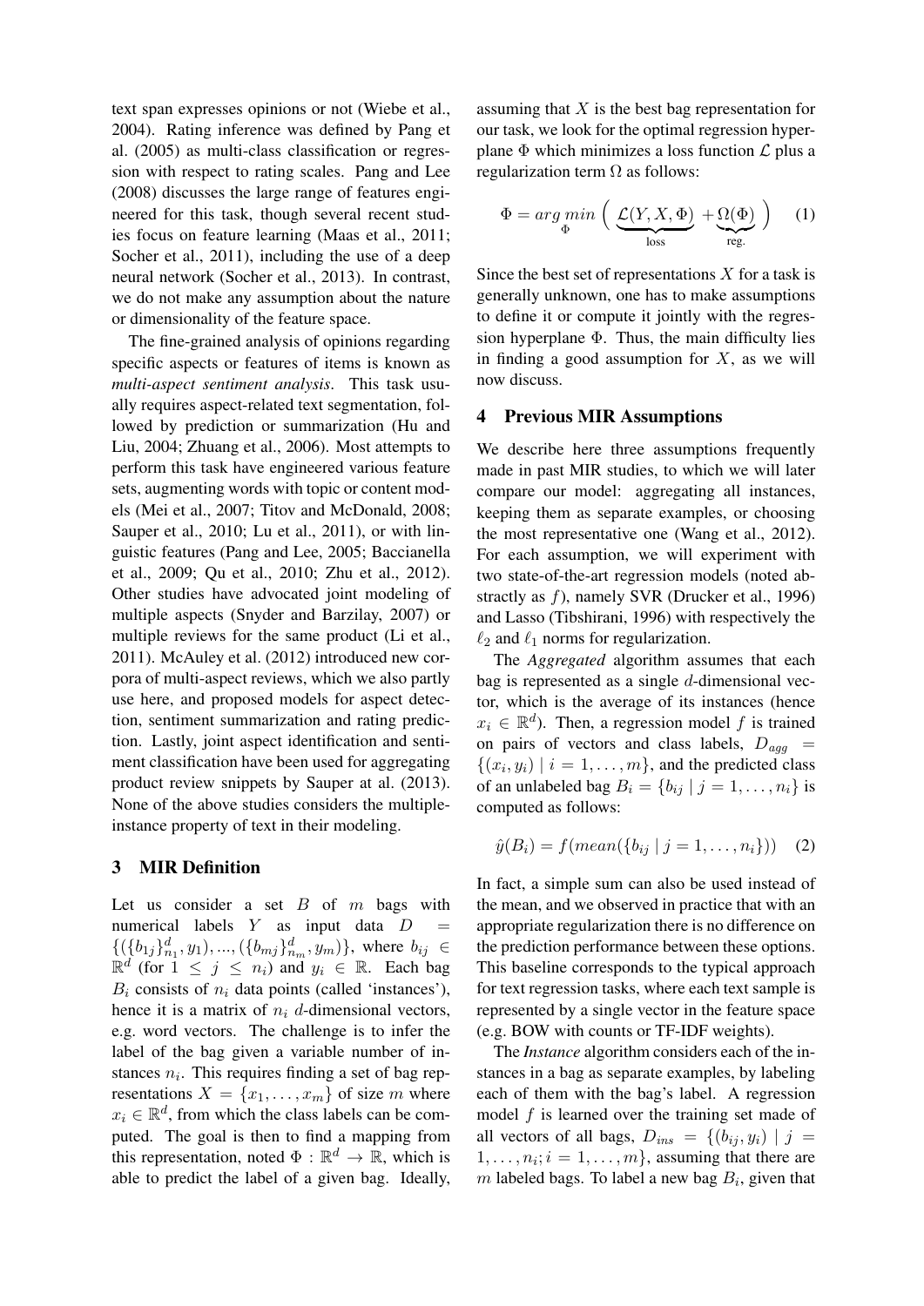text span expresses opinions or not (Wiebe et al., 2004). Rating inference was defined by Pang et al. (2005) as multi-class classification or regression with respect to rating scales. Pang and Lee (2008) discusses the large range of features engineered for this task, though several recent studies focus on feature learning (Maas et al., 2011; Socher et al., 2011), including the use of a deep neural network (Socher et al., 2013). In contrast, we do not make any assumption about the nature or dimensionality of the feature space.

The fine-grained analysis of opinions regarding specific aspects or features of items is known as *multi-aspect sentiment analysis*. This task usually requires aspect-related text segmentation, followed by prediction or summarization (Hu and Liu, 2004; Zhuang et al., 2006). Most attempts to perform this task have engineered various feature sets, augmenting words with topic or content models (Mei et al., 2007; Titov and McDonald, 2008; Sauper et al., 2010; Lu et al., 2011), or with linguistic features (Pang and Lee, 2005; Baccianella et al., 2009; Qu et al., 2010; Zhu et al., 2012). Other studies have advocated joint modeling of multiple aspects (Snyder and Barzilay, 2007) or multiple reviews for the same product (Li et al., 2011). McAuley et al. (2012) introduced new corpora of multi-aspect reviews, which we also partly use here, and proposed models for aspect detection, sentiment summarization and rating prediction. Lastly, joint aspect identification and sentiment classification have been used for aggregating product review snippets by Sauper at al. (2013). None of the above studies considers the multiple-instance property of text in their modeling.

## 3 MIR Definition

Let us consider a set $B$ of $m$ bags with numerical labels $Y$ as input data $D = \{(\{b_{1j}\}^d_{n_1}, y_1), ..., (\{b_{mj}\}^d_{n_m}, y_m)\}$, where $b_{ij} \in \mathbb{R}^d$ (for $1 \leq j \leq n_i$) and $y_i \in \mathbb{R}$. Each bag $B_i$ consists of $n_i$ data points (called 'instances'), hence it is a matrix of $n_i$ $d$-dimensional vectors, e.g. word vectors. The challenge is to infer the label of the bag given a variable number of instances $n_i$. This requires finding a set of bag representations $X = \{x_1, \ldots, x_m\}$ of size $m$ where $x_i \in \mathbb{R}^d$, from which the class labels can be computed. The goal is then to find a mapping from this representation, noted $\Phi : \mathbb{R}^d \rightarrow \mathbb{R}$, which is able to predict the label of a given bag. Ideally, assuming that $X$ is the best bag representation for our task, we look for the optimal regression hyperplane $\Phi$ which minimizes a loss function $\mathcal{L}$ plus a regularization term $\Omega$ as follows:

$$\Phi = arg\,\underset{\Phi}{min} \Big( \underbrace{\mathcal{L}(Y, X, \Phi)}_{\text{loss}} + \underbrace{\Omega(\Phi)}_{\text{reg.}} \Big) \quad (1)$$

Since the best set of representations $X$ for a task is generally unknown, one has to make assumptions to define it or compute it jointly with the regression hyperplane $\Phi$. Thus, the main difficulty lies in finding a good assumption for $X$, as we will now discuss.

## 4 Previous MIR Assumptions

We describe here three assumptions frequently made in past MIR studies, to which we will later compare our model: aggregating all instances, keeping them as separate examples, or choosing the most representative one (Wang et al., 2012). For each assumption, we will experiment with two state-of-the-art regression models (noted abstractly as $f$), namely SVR (Drucker et al., 1996) and Lasso (Tibshirani, 1996) with respectively the $\ell_2$ and $\ell_1$ norms for regularization.

The *Aggregated* algorithm assumes that each bag is represented as a single $d$-dimensional vector, which is the average of its instances (hence $x_i \in \mathbb{R}^d$). Then, a regression model $f$ is trained on pairs of vectors and class labels, $D_{agg} = \{(x_i, y_i) \mid i = 1, \ldots, m\}$, and the predicted class of an unlabeled bag $B_i = \{b_{ij} \mid j = 1, \ldots, n_i\}$ is computed as follows:

$$\hat{y}(B_i) = f(mean(\{b_{ij} \mid j = 1, \ldots, n_i\})) \quad (2)$$

In fact, a simple sum can also be used instead of the mean, and we observed in practice that with an appropriate regularization there is no difference on the prediction performance between these options. This baseline corresponds to the typical approach for text regression tasks, where each text sample is represented by a single vector in the feature space (e.g. BOW with counts or TF-IDF weights).

The *Instance* algorithm considers each of the instances in a bag as separate examples, by labeling each of them with the bag's label. A regression model $f$ is learned over the training set made of all vectors of all bags, $D_{ins} = \{(b_{ij}, y_i) \mid j = 1, \ldots, n_i; i = 1, \ldots, m\}$, assuming that there are $m$ labeled bags. To label a new bag $B_i$, given that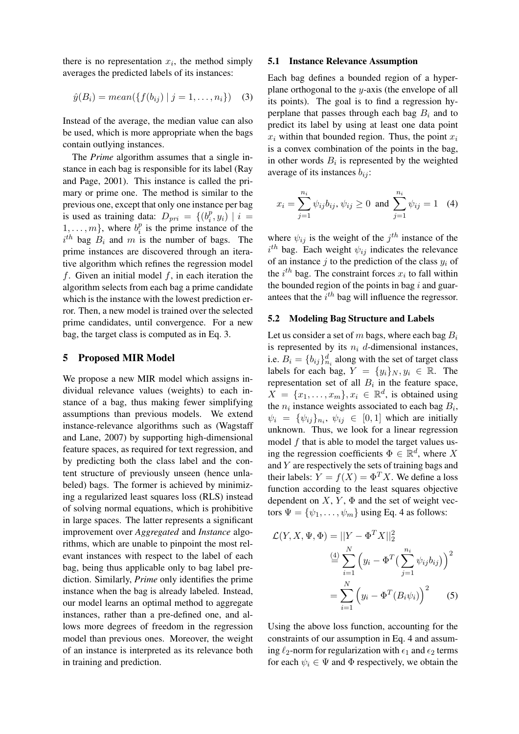there is no representation $x_i$, the method simply averages the predicted labels of its instances:

$$\hat{y}(B_i) = mean(\{f(b_{ij}) \mid j = 1, \ldots, n_i\}) \quad (3)$$

Instead of the average, the median value can also be used, which is more appropriate when the bags contain outlying instances.

The *Prime* algorithm assumes that a single instance in each bag is responsible for its label (Ray and Page, 2001). This instance is called the primary or prime one. The method is similar to the previous one, except that only one instance per bag is used as training data: $D_{pri} = \{(b_i^p, y_i) \mid i = 1, \ldots, m\}$, where $b_i^p$ is the prime instance of the $i^{th}$ bag $B_i$ and $m$ is the number of bags. The prime instances are discovered through an iterative algorithm which refines the regression model $f$. Given an initial model $f$, in each iteration the algorithm selects from each bag a prime candidate which is the instance with the lowest prediction error. Then, a new model is trained over the selected prime candidates, until convergence. For a new bag, the target class is computed as in Eq. 3.

## 5 Proposed MIR Model

We propose a new MIR model which assigns individual relevance values (weights) to each instance of a bag, thus making fewer simplifying assumptions than previous models. We extend instance-relevance algorithms such as (Wagstaff and Lane, 2007) by supporting high-dimensional feature spaces, as required for text regression, and by predicting both the class label and the content structure of previously unseen (hence unlabeled) bags. The former is achieved by minimizing a regularized least squares loss (RLS) instead of solving normal equations, which is prohibitive in large spaces. The latter represents a significant improvement over *Aggregated* and *Instance* algorithms, which are unable to pinpoint the most relevant instances with respect to the label of each bag, being thus applicable only to bag label prediction. Similarly, *Prime* only identifies the prime instance when the bag is already labeled. Instead, our model learns an optimal method to aggregate instances, rather than a pre-defined one, and allows more degrees of freedom in the regression model than previous ones. Moreover, the weight of an instance is interpreted as its relevance both in training and prediction.

### 5.1 Instance Relevance Assumption

Each bag defines a bounded region of a hyperplane orthogonal to the $y$-axis (the envelope of all its points). The goal is to find a regression hyperplane that passes through each bag $B_i$ and to predict its label by using at least one data point $x_i$ within that bounded region. Thus, the point $x_i$ is a convex combination of the points in the bag, in other words $B_i$ is represented by the weighted average of its instances $b_{ij}$:

$$x_i = \sum_{j=1}^{n_i} \psi_{ij} b_{ij}, \, \psi_{ij} \geq 0 \text{ and } \sum_{j=1}^{n_i} \psi_{ij} = 1 \quad (4)$$

where $\psi_{ij}$ is the weight of the $j^{th}$ instance of the $i^{th}$ bag. Each weight $\psi_{ij}$ indicates the relevance of an instance $j$ to the prediction of the class $y_i$ of the $i^{th}$ bag. The constraint forces $x_i$ to fall within the bounded region of the points in bag $i$ and guarantees that the $i^{th}$ bag will influence the regressor.

### 5.2 Modeling Bag Structure and Labels

Let us consider a set of $m$ bags, where each bag $B_i$ is represented by its $n_i$ $d$-dimensional instances, i.e. $B_i = \{b_{ij}\}_{n_i}^{d}$ along with the set of target class labels for each bag, $Y = \{y_i\}_N, y_i \in \mathbb{R}$. The representation set of all $B_i$ in the feature space, $X = \{x_1, \ldots, x_m\}, x_i \in \mathbb{R}^d$, is obtained using the $n_i$ instance weights associated to each bag $B_i$, $\psi_i = \{\psi_{ij}\}_{n_i}, \psi_{ij} \in [0, 1]$ which are initially unknown. Thus, we look for a linear regression model $f$ that is able to model the target values using the regression coefficients $\Phi \in \mathbb{R}^d$, where $X$ and $Y$ are respectively the sets of training bags and their labels: $Y = f(X) = \Phi^T X$. We define a loss function according to the least squares objective dependent on $X$, $Y$, $\Phi$ and the set of weight vectors $\Psi = \{\psi_1, \ldots, \psi_m\}$ using Eq. 4 as follows:

$$\begin{aligned}
\mathcal{L}(Y, X, \Psi, \Phi) &= ||Y - \Phi^T X||_2^2 \\
&\overset{(4)}{=} \sum_{i=1}^{N} \Big( y_i - \Phi^T \big( \sum_{j=1}^{n_i} \psi_{ij} b_{ij} \big) \Big)^2 \\
&= \sum_{i=1}^{N} \Big( y_i - \Phi^T (B_i \psi_i) \Big)^2 \quad (5)
\end{aligned}$$

Using the above loss function, accounting for the constraints of our assumption in Eq. 4 and assuming $\ell_2$-norm for regularization with $\epsilon_1$ and $\epsilon_2$ terms for each $\psi_i \in \Psi$ and $\Phi$ respectively, we obtain the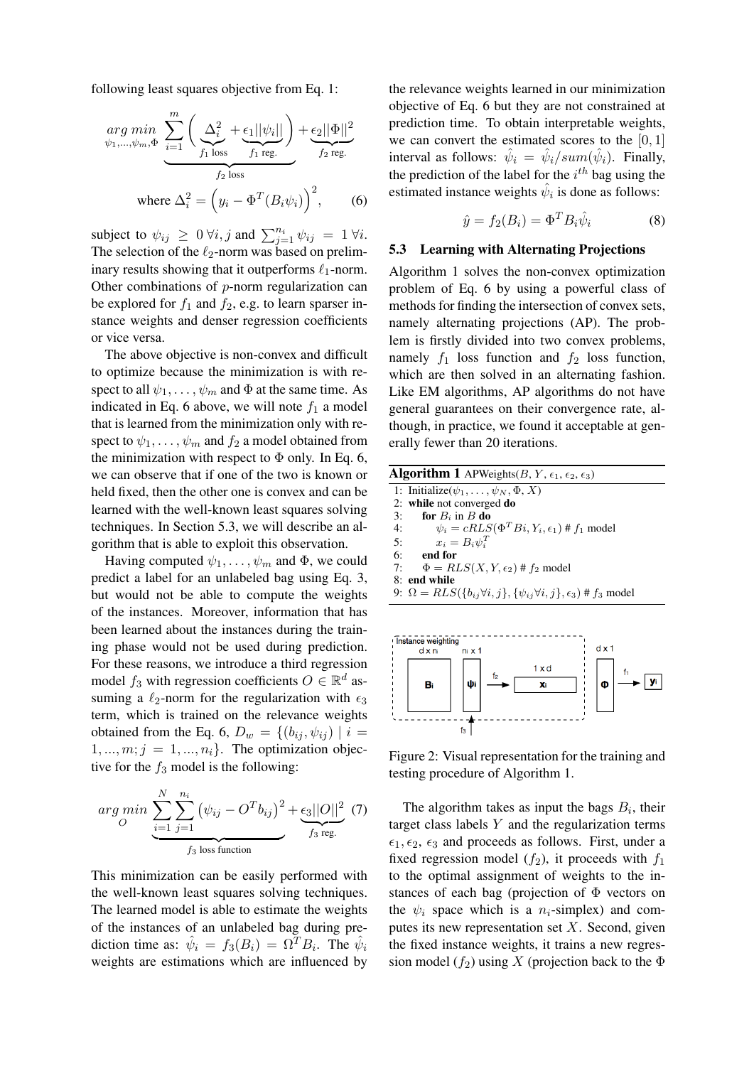following least squares objective from Eq. 1:

$$\underbrace{\underset{\psi_1,...,\psi_m,\Phi}{arg\,min} \sum_{i=1}^{m} \Big( \underbrace{\Delta_i^2}_{f_1 \text{ loss}} + \underbrace{\epsilon_1 ||\psi_i||}_{f_1 \text{ reg.}} \Big)}_{f_2 \text{ loss}} + \underbrace{\epsilon_2 ||\Phi||^2}_{f_2 \text{ reg.}}$$

$$\text{where } \Delta_i^2 = \Big( y_i - \Phi^T (B_i \psi_i) \Big)^2, \qquad (6)$$

subject to $\psi_{ij} \geq 0 \; \forall i, j$ and $\sum_{j=1}^{n_i} \psi_{ij} = 1 \; \forall i$. The selection of the $\ell_2$-norm was based on preliminary results showing that it outperforms $\ell_1$-norm. Other combinations of $p$-norm regularization can be explored for $f_1$ and $f_2$, e.g. to learn sparser instance weights and denser regression coefficients or vice versa.

The above objective is non-convex and difficult to optimize because the minimization is with respect to all $\psi_1, \ldots, \psi_m$ and $\Phi$ at the same time. As indicated in Eq. 6 above, we will note $f_1$ a model that is learned from the minimization only with respect to $\psi_1, \ldots, \psi_m$ and $f_2$ a model obtained from the minimization with respect to $\Phi$ only. In Eq. 6, we can observe that if one of the two is known or held fixed, then the other one is convex and can be learned with the well-known least squares solving techniques. In Section 5.3, we will describe an algorithm that is able to exploit this observation.

Having computed $\psi_1, \ldots, \psi_m$ and $\Phi$, we could predict a label for an unlabeled bag using Eq. 3, but would not be able to compute the weights of the instances. Moreover, information that has been learned about the instances during the training phase would not be used during prediction. For these reasons, we introduce a third regression model $f_3$ with regression coefficients $O \in \mathbb{R}^d$ assuming a $\ell_2$-norm for the regularization with $\epsilon_3$ term, which is trained on the relevance weights obtained from the Eq. 6, $D_w = \{(b_{ij}, \psi_{ij}) \mid i = 1, ..., m; j = 1, ..., n_i\}$. The optimization objective for the $f_3$ model is the following:

$$\underset{O}{arg\,min} \underbrace{\sum_{i=1}^{N} \sum_{j=1}^{n_i} \big( \psi_{ij} - O^T b_{ij} \big)^2}_{f_3 \text{ loss function}} + \underbrace{\epsilon_3 ||O||^2}_{f_3 \text{ reg.}} \quad (7)$$

This minimization can be easily performed with the well-known least squares solving techniques. The learned model is able to estimate the weights of the instances of an unlabeled bag during prediction time as: $\hat{\psi}_i = f_3(B_i) = \Omega^T B_i$. The $\hat{\psi}_i$ weights are estimations which are influenced by the relevance weights learned in our minimization objective of Eq. 6 but they are not constrained at prediction time. To obtain interpretable weights, we can convert the estimated scores to the $[0, 1]$ interval as follows: $\hat{\psi}_i = \hat{\psi}_i / sum(\hat{\psi}_i)$. Finally, the prediction of the label for the $i^{th}$ bag using the estimated instance weights $\hat{\psi}_i$ is done as follows:

$$\hat{y} = f_2(B_i) = \Phi^T B_i \hat{\psi}_i \qquad (8)$$

### 5.3 Learning with Alternating Projections

Algorithm 1 solves the non-convex optimization problem of Eq. 6 by using a powerful class of methods for finding the intersection of convex sets, namely alternating projections (AP). The problem is firstly divided into two convex problems, namely $f_1$ loss function and $f_2$ loss function, which are then solved in an alternating fashion. Like EM algorithms, AP algorithms do not have general guarantees on their convergence rate, although, in practice, we found it acceptable at generally fewer than 20 iterations.

**Algorithm 1** APWeights($B$, $Y$, $\epsilon_1$, $\epsilon_2$, $\epsilon_3$)

```
1: Initialize(ψ_1, ..., ψ_N, Φ, X)
2: while not converged do
3:    for B_i in B do
4:       ψ_i = cRLS(Φ^T Bi, Y_i, ε_1) # f_1 model
5:       x_i = B_i ψ_i^T
6:    end for
7:    Φ = RLS(X, Y, ε_2) # f_2 model
8: end while
9: Ω = RLS({b_ij ∀i, j}, {ψ_ij ∀i, j}, ε_3) # f_3 model
```

Figure 2: Visual representation for the training and testing procedure of Algorithm 1.

The algorithm takes as input the bags $B_i$, their target class labels $Y$ and the regularization terms $\epsilon_1, \epsilon_2, \epsilon_3$ and proceeds as follows. First, under a fixed regression model ($f_2$), it proceeds with $f_1$ to the optimal assignment of weights to the instances of each bag (projection of $\Phi$ vectors on the $\psi_i$ space which is a $n_i$-simplex) and computes its new representation set $X$. Second, given the fixed instance weights, it trains a new regression model ($f_2$) using $X$ (projection back to the $\Phi$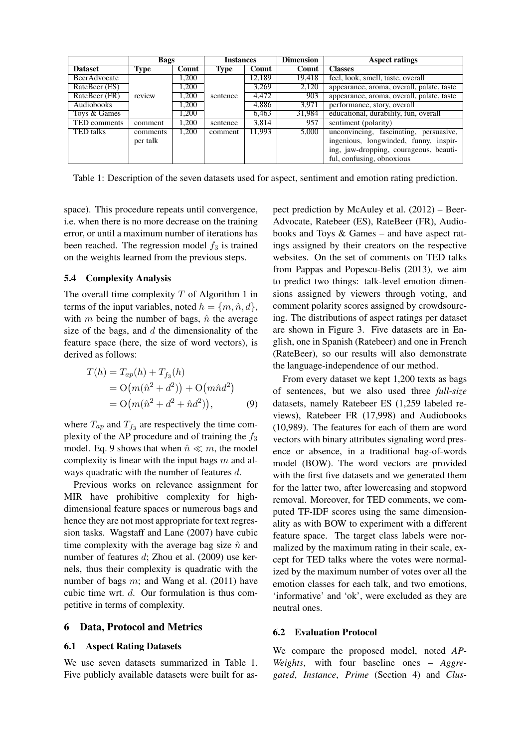| | Bags | | Instances | | Dimension | Aspect ratings |
|---|---|---|---|---|---|---|
| **Dataset** | **Type** | **Count** | **Type** | **Count** | **Count** | **Classes** |
| BeerAdvocate | review | 1,200 | sentence | 12,189 | 19,418 | feel, look, smell, taste, overall |
| RateBeer (ES) | | 1,200 | | 3,269 | 2,120 | appearance, aroma, overall, palate, taste |
| RateBeer (FR) | | 1,200 | | 4,472 | 903 | appearance, aroma, overall, palate, taste |
| Audiobooks | | 1,200 | | 4,886 | 3,971 | performance, story, overall |
| Toys & Games | | 1,200 | | 6,463 | 31,984 | educational, durability, fun, overall |
| TED comments | comment | 1,200 | sentence | 3,814 | 957 | sentiment (polarity) |
| TED talks | comments per talk | 1,200 | comment | 11,993 | 5,000 | unconvincing, fascinating, persuasive, ingenious, longwinded, funny, inspiring, jaw-dropping, courageous, beautiful, confusing, obnoxious |

Table 1: Description of the seven datasets used for aspect, sentiment and emotion rating prediction.

space). This procedure repeats until convergence, i.e. when there is no more decrease on the training error, or until a maximum number of iterations has been reached. The regression model $f_3$ is trained on the weights learned from the previous steps.

### 5.4 Complexity Analysis

The overall time complexity $T$ of Algorithm 1 in terms of the input variables, noted $h = \{m, \hat{n}, d\}$, with $m$ being the number of bags, $\hat{n}$ the average size of the bags, and $d$ the dimensionality of the feature space (here, the size of word vectors), is derived as follows:

$$
\begin{aligned}
T(h) &= T_{ap}(h) + T_{f_3}(h) \\
&= \mathrm{O}\big(m(\hat{n}^2 + d^2)\big) + \mathrm{O}\big(m\hat{n}d^2\big) \\
&= \mathrm{O}\big(m(\hat{n}^2 + d^2 + \hat{n}d^2)\big), \qquad (9)
\end{aligned}
$$

where $T_{ap}$ and $T_{f_3}$ are respectively the time complexity of the AP procedure and of training the $f_3$ model. Eq. 9 shows that when $\hat{n} \ll m$, the model complexity is linear with the input bags $m$ and always quadratic with the number of features $d$.

Previous works on relevance assignment for MIR have prohibitive complexity for high-dimensional feature spaces or numerous bags and hence they are not most appropriate for text regression tasks. Wagstaff and Lane (2007) have cubic time complexity with the average bag size $\hat{n}$ and number of features $d$; Zhou et al. (2009) use kernels, thus their complexity is quadratic with the number of bags $m$; and Wang et al. (2011) have cubic time wrt. $d$. Our formulation is thus competitive in terms of complexity.

## 6 Data, Protocol and Metrics

### 6.1 Aspect Rating Datasets

We use seven datasets summarized in Table 1. Five publicly available datasets were built for aspect prediction by McAuley et al. (2012) – BeerAdvocate, Ratebeer (ES), RateBeer (FR), Audiobooks and Toys & Games – and have aspect ratings assigned by their creators on the respective websites. On the set of comments on TED talks from Pappas and Popescu-Belis (2013), we aim to predict two things: talk-level emotion dimensions assigned by viewers through voting, and comment polarity scores assigned by crowdsourcing. The distributions of aspect ratings per dataset are shown in Figure 3. Five datasets are in English, one in Spanish (Ratebeer) and one in French (RateBeer), so our results will also demonstrate the language-independence of our method.

From every dataset we kept 1,200 texts as bags of sentences, but we also used three *full-size* datasets, namely Ratebeer ES (1,259 labeled reviews), Ratebeer FR (17,998) and Audiobooks (10,989). The features for each of them are word vectors with binary attributes signaling word presence or absence, in a traditional bag-of-words model (BOW). The word vectors are provided with the first five datasets and we generated them for the latter two, after lowercasing and stopword removal. Moreover, for TED comments, we computed TF-IDF scores using the same dimensionality as with BOW to experiment with a different feature space. The target class labels were normalized by the maximum rating in their scale, except for TED talks where the votes were normalized by the maximum number of votes over all the emotion classes for each talk, and two emotions, 'informative' and 'ok', were excluded as they are neutral ones.

### 6.2 Evaluation Protocol

We compare the proposed model, noted *AP-Weights*, with four baseline ones – *Aggregated*, *Instance*, *Prime* (Section 4) and *Clus-*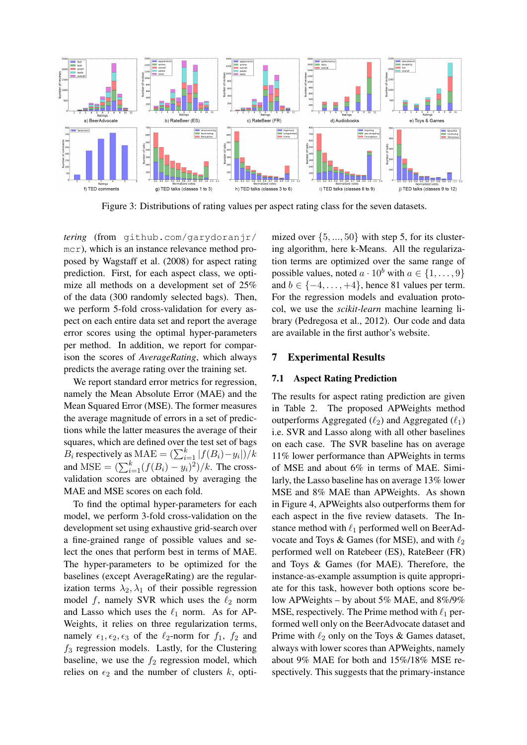Figure 3: Distributions of rating values per aspect rating class for the seven datasets.

*tering* (from github.com/garydoranjr/mcr), which is an instance relevance method proposed by Wagstaff et al. (2008) for aspect rating prediction. First, for each aspect class, we optimize all methods on a development set of 25% of the data (300 randomly selected bags). Then, we perform 5-fold cross-validation for every aspect on each entire data set and report the average error scores using the optimal hyper-parameters per method. In addition, we report for comparison the scores of *AverageRating*, which always predicts the average rating over the training set.

We report standard error metrics for regression, namely the Mean Absolute Error (MAE) and the Mean Squared Error (MSE). The former measures the average magnitude of errors in a set of predictions while the latter measures the average of their squares, which are defined over the test set of bags $B_i$ respectively as $\text{MAE} = (\sum_{i=1}^{k} |f(B_i) - y_i|)/k$ and $\text{MSE} = (\sum_{i=1}^{k} (f(B_i) - y_i)^2)/k$. The cross-validation scores are obtained by averaging the MAE and MSE scores on each fold.

To find the optimal hyper-parameters for each model, we perform 3-fold cross-validation on the development set using exhaustive grid-search over a fine-grained range of possible values and select the ones that perform best in terms of MAE. The hyper-parameters to be optimized for the baselines (except AverageRating) are the regularization terms $\lambda_2, \lambda_1$ of their possible regression model $f$, namely SVR which uses the $\ell_2$ norm and Lasso which uses the $\ell_1$ norm. As for APWeights, it relies on three regularization terms, namely $\epsilon_1, \epsilon_2, \epsilon_3$ of the $\ell_2$-norm for $f_1$, $f_2$ and $f_3$ regression models. Lastly, for the Clustering baseline, we use the $f_2$ regression model, which relies on $\epsilon_2$ and the number of clusters $k$, optimized over $\{5, ..., 50\}$ with step 5, for its clustering algorithm, here k-Means. All the regularization terms are optimized over the same range of possible values, noted $a \cdot 10^b$ with $a \in \{1, \ldots, 9\}$ and $b \in \{-4, \ldots, +4\}$, hence 81 values per term. For the regression models and evaluation protocol, we use the *scikit-learn* machine learning library (Pedregosa et al., 2012). Our code and data are available in the first author's website.

## 7 Experimental Results

### 7.1 Aspect Rating Prediction

The results for aspect rating prediction are given in Table 2. The proposed APWeights method outperforms Aggregated ($\ell_2$) and Aggregated ($\ell_1$) i.e. SVR and Lasso along with all other baselines on each case. The SVR baseline has on average 11% lower performance than APWeights in terms of MSE and about 6% in terms of MAE. Similarly, the Lasso baseline has on average 13% lower MSE and 8% MAE than APWeights. As shown in Figure 4, APWeights also outperforms them for each aspect in the five review datasets. The Instance method with $\ell_1$ performed well on BeerAdvocate and Toys & Games (for MSE), and with $\ell_2$ performed well on Ratebeer (ES), RateBeer (FR) and Toys & Games (for MAE). Therefore, the instance-as-example assumption is quite appropriate for this task, however both options score below APWeights – by about 5% MAE, and 8%/9% MSE, respectively. The Prime method with $\ell_1$ performed well only on the BeerAdvocate dataset and Prime with $\ell_2$ only on the Toys & Games dataset, always with lower scores than APWeights, namely about 9% MAE for both and 15%/18% MSE respectively. This suggests that the primary-instance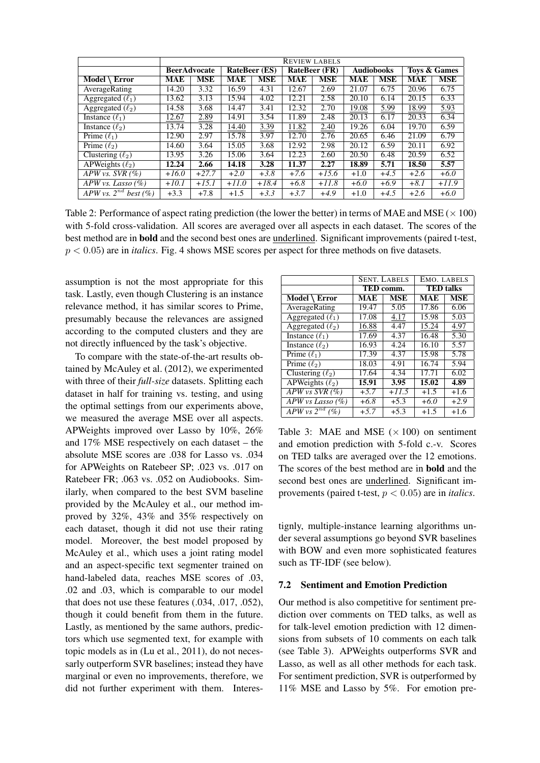| | REVIEW LABELS | | | | | | | | | |
|---|---|---|---|---|---|---|---|---|---|---|
| | **BeerAdvocate** | | **RateBeer (ES)** | | **RateBeer (FR)** | | **Audiobooks** | | **Toys & Games** | |
| **Model \ Error** | **MAE** | **MSE** | **MAE** | **MSE** | **MAE** | **MSE** | **MAE** | **MSE** | **MAE** | **MSE** |
| AverageRating | 14.20 | 3.32 | 16.59 | 4.31 | 12.67 | 2.69 | 21.07 | 6.75 | 20.96 | 6.75 |
| Aggregated ($\ell_1$) | 13.62 | 3.13 | 15.94 | 4.02 | 12.21 | 2.58 | 20.10 | 6.14 | 20.15 | 6.33 |
| Aggregated ($\ell_2$) | 14.58 | 3.68 | 14.47 | 3.41 | 12.32 | 2.70 | <u>19.08</u> | <u>5.99</u> | <u>18.99</u> | <u>5.93</u> |
| Instance ($\ell_1$) | <u>12.67</u> | <u>2.89</u> | 14.91 | 3.54 | 11.89 | 2.48 | 20.13 | 6.17 | 20.33 | 6.34 |
| Instance ($\ell_2$) | 13.74 | 3.28 | <u>14.40</u> | <u>3.39</u> | <u>11.82</u> | <u>2.40</u> | 19.26 | 6.04 | 19.70 | 6.59 |
| Prime ($\ell_1$) | 12.90 | 2.97 | 15.78 | 3.97 | 12.70 | 2.76 | 20.65 | 6.46 | 21.09 | 6.79 |
| Prime ($\ell_2$) | 14.60 | 3.64 | 15.05 | 3.68 | 12.92 | 2.98 | 20.12 | 6.59 | 20.11 | 6.92 |
| Clustering ($\ell_2$) | 13.95 | 3.26 | 15.06 | 3.64 | 12.23 | 2.60 | 20.50 | 6.48 | 20.59 | 6.52 |
| APWeights ($\ell_2$) | **12.24** | **2.66** | **14.18** | **3.28** | **11.37** | **2.27** | **18.89** | **5.71** | **18.50** | **5.57** |
| *APW vs. SVR (%)* | *+16.0* | *+27.7* | *+2.0* | *+3.8* | *+7.6* | *+15.6* | +1.0 | *+4.5* | *+2.6* | *+6.0* |
| *APW vs. Lasso (%)* | *+10.1* | *+15.1* | *+11.0* | *+18.4* | *+6.8* | *+11.8* | *+6.0* | *+6.9* | *+8.1* | *+11.9* |
| *APW vs. $2^{nd}$ best (%)* | +3.3 | *+7.8* | +1.5 | *+3.3* | *+3.7* | *+4.9* | +1.0 | *+4.5* | *+2.6* | *+6.0* |

Table 2: Performance of aspect rating prediction (the lower the better) in terms of MAE and MSE ($\times$ 100) with 5-fold cross-validation. All scores are averaged over all aspects in each dataset. The scores of the best method are in **bold** and the second best ones are <u>underlined</u>. Significant improvements (paired t-test, $p < 0.05$) are in *italics*. Fig. 4 shows MSE scores per aspect for three methods on five datasets.

assumption is not the most appropriate for this task. Lastly, even though Clustering is an instance relevance method, it has similar scores to Prime, presumably because the relevances are assigned according to the computed clusters and they are not directly influenced by the task's objective.

To compare with the state-of-the-art results obtained by McAuley et al. (2012), we experimented with three of their *full-size* datasets. Splitting each dataset in half for training vs. testing, and using the optimal settings from our experiments above, we measured the average MSE over all aspects. APWeights improved over Lasso by 10%, 26% and 17% MSE respectively on each dataset – the absolute MSE scores are .038 for Lasso vs. .034 for APWeights on Ratebeer SP; .023 vs. .017 on Ratebeer FR; .063 vs. .052 on Audiobooks. Similarly, when compared to the best SVM baseline provided by the McAuley et al., our method improved by 32%, 43% and 35% respectively on each dataset, though it did not use their rating model. Moreover, the best model proposed by McAuley et al., which uses a joint rating model and an aspect-specific text segmenter trained on hand-labeled data, reaches MSE scores of .03, .02 and .03, which is comparable to our model that does not use these features (.034, .017, .052), though it could benefit from them in the future. Lastly, as mentioned by the same authors, predictors which use segmented text, for example with topic models as in (Lu et al., 2011), do not necessarily outperform SVR baselines; instead they have marginal or even no improvements, therefore, we did not further experiment with them. Interestingly, multiple-instance learning algorithms under several assumptions go beyond SVR baselines with BOW and even more sophisticated features such as TF-IDF (see below).

| | SENT. LABELS | | EMO. LABELS | |
|---|---|---|---|---|
| | **TED comm.** | | **TED talks** | |
| **Model \ Error** | **MAE** | **MSE** | **MAE** | **MSE** |
| AverageRating | 19.47 | 5.05 | 17.86 | 6.06 |
| Aggregated ($\ell_1$) | 17.08 | <u>4.17</u> | 15.98 | 5.03 |
| Aggregated ($\ell_2$) | <u>16.88</u> | 4.47 | <u>15.24</u> | <u>4.97</u> |
| Instance ($\ell_1$) | 17.69 | 4.37 | 16.48 | 5.30 |
| Instance ($\ell_2$) | 16.93 | 4.24 | 16.10 | 5.57 |
| Prime ($\ell_1$) | 17.39 | 4.37 | 15.98 | 5.78 |
| Prime ($\ell_2$) | 18.03 | 4.91 | 16.74 | 5.94 |
| Clustering ($\ell_2$) | 17.64 | 4.34 | 17.71 | 6.02 |
| APWeights ($\ell_2$) | **15.91** | **3.95** | **15.02** | **4.89** |
| *APW vs SVR (%)* | *+5.7* | *+11.5* | +1.5 | +1.6 |
| *APW vs Lasso (%)* | *+6.8* | +5.3 | *+6.0* | *+2.9* |
| *APW vs $2^{nd}$ (%)* | *+5.7* | +5.3 | +1.5 | +1.6 |

Table 3: MAE and MSE ($\times$ 100) on sentiment and emotion prediction with 5-fold c.-v. Scores on TED talks are averaged over the 12 emotions. The scores of the best method are in **bold** and the second best ones are <u>underlined</u>. Significant improvements (paired t-test, $p < 0.05$) are in *italics*.

### 7.2 Sentiment and Emotion Prediction

Our method is also competitive for sentiment prediction over comments on TED talks, as well as for talk-level emotion prediction with 12 dimensions from subsets of 10 comments on each talk (see Table 3). APWeights outperforms SVR and Lasso, as well as all other methods for each task. For sentiment prediction, SVR is outperformed by 11% MSE and Lasso by 5%. For emotion pre-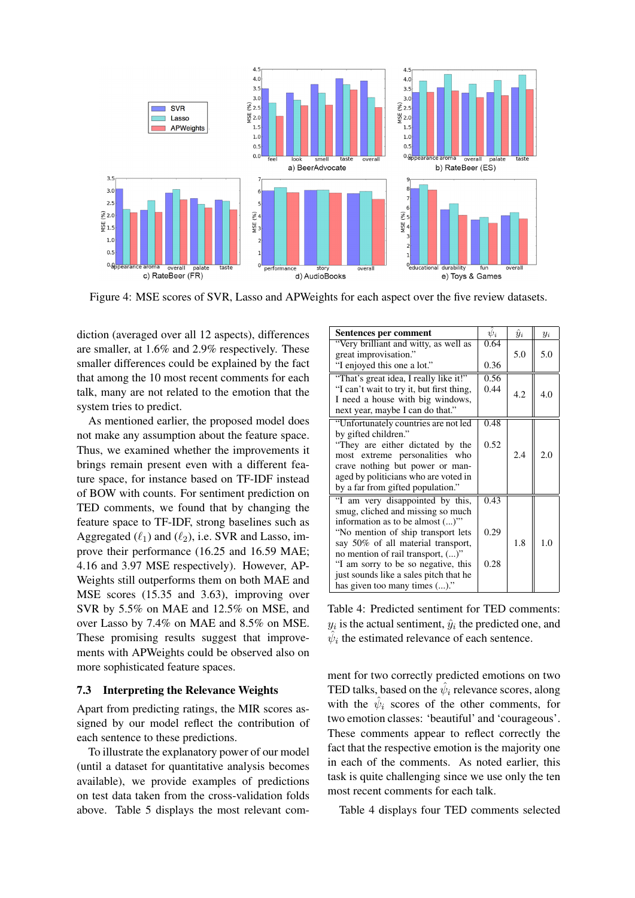Figure 4: MSE scores of SVR, Lasso and APWeights for each aspect over the five review datasets.

diction (averaged over all 12 aspects), differences are smaller, at 1.6% and 2.9% respectively. These smaller differences could be explained by the fact that among the 10 most recent comments for each talk, many are not related to the emotion that the system tries to predict.

As mentioned earlier, the proposed model does not make any assumption about the feature space. Thus, we examined whether the improvements it brings remain present even with a different feature space, for instance based on TF-IDF instead of BOW with counts. For sentiment prediction on TED comments, we found that by changing the feature space to TF-IDF, strong baselines such as Aggregated ($\ell_1$) and ($\ell_2$), i.e. SVR and Lasso, improve their performance (16.25 and 16.59 MAE; 4.16 and 3.97 MSE respectively). However, APWeights still outperforms them on both MAE and MSE scores (15.35 and 3.63), improving over SVR by 5.5% on MAE and 12.5% on MSE, and over Lasso by 7.4% on MAE and 8.5% on MSE. These promising results suggest that improvements with APWeights could be observed also on more sophisticated feature spaces.

### 7.3 Interpreting the Relevance Weights

Apart from predicting ratings, the MIR scores assigned by our model reflect the contribution of each sentence to these predictions.

To illustrate the explanatory power of our model (until a dataset for quantitative analysis becomes available), we provide examples of predictions on test data taken from the cross-validation folds above. Table 5 displays the most relevant comment for two correctly predicted emotions on two TED talks, based on the $\hat{\psi}_i$ relevance scores, along with the $\hat{\psi}_i$ scores of the other comments, for two emotion classes: 'beautiful' and 'courageous'. These comments appear to reflect correctly the fact that the respective emotion is the majority one in each of the comments. As noted earlier, this task is quite challenging since we use only the ten most recent comments for each talk.

Table 4 displays four TED comments selected

| Sentences per comment | $\hat{\psi}_i$ | $\hat{y}_i$ | $y_i$ |
|---|---|---|---|
| "Very brilliant and witty, as well as great improvisation." "I enjoyed this one a lot." | 0.64 0.36 | 5.0 | 5.0 |
| "That's great idea, I really like it!" "I can't wait to try it, but first thing, I need a house with big windows, next year, maybe I can do that." | 0.56 0.44 | 4.2 | 4.0 |
| "Unfortunately countries are not led by gifted children." "They are either dictated by the most extreme personalities who crave nothing but power or managed by politicians who are voted in by a far from gifted population." | 0.48 0.52 | 2.4 | 2.0 |
| "I am very disappointed by this, smug, cliched and missing so much information as to be almost (...)"' "No mention of ship transport lets say 50% of all material transport, no mention of rail transport, (...)" "I am sorry to be so negative, this just sounds like a sales pitch that he has given too many times (...)." | 0.43 0.29 0.28 | 1.8 | 1.0 |

Table 4: Predicted sentiment for TED comments: $y_i$ is the actual sentiment, $\hat{y}_i$ the predicted one, and $\hat{\psi}_i$ the estimated relevance of each sentence.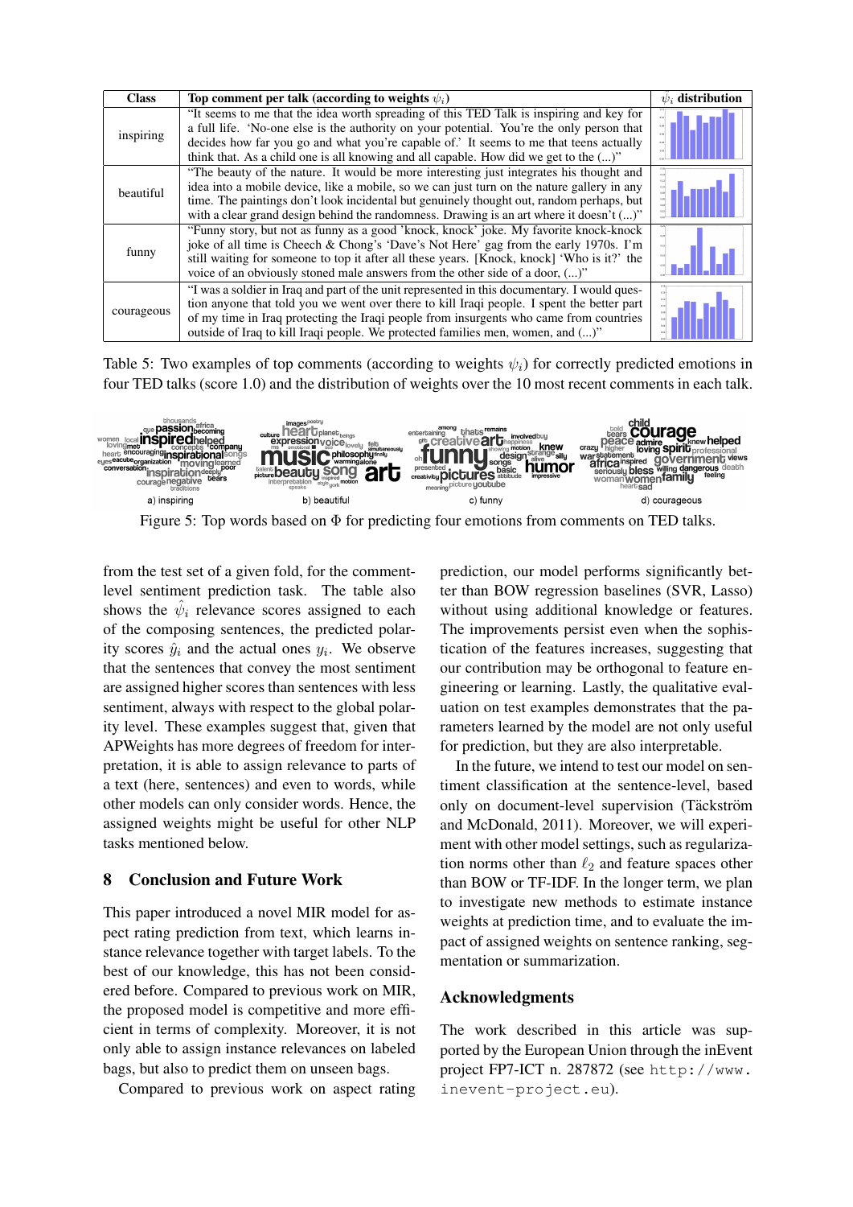| Class | Top comment per talk (according to weights $\psi_i$) | $\hat{\psi}_i$ distribution |
|---|---|---|
| inspiring | "It seems to me that the idea worth spreading of this TED Talk is inspiring and key for a full life. 'No-one else is the authority on your potential. You're the only person that decides how far you go and what you're capable of.' It seems to me that teens actually think that. As a child one is all knowing and all capable. How did we get to the (...)" | |
| beautiful | "The beauty of the nature. It would be more interesting just integrates his thought and idea into a mobile device, like a mobile, so we can just turn on the nature gallery in any time. The paintings don't look incidental but genuinely thought out, random perhaps, but with a clear grand design behind the randomness. Drawing is an art where it doesn't (...)" | |
| funny | "Funny story, but not as funny as a good 'knock, knock' joke. My favorite knock-knock joke of all time is Cheech & Chong's 'Dave's Not Here' gag from the early 1970s. I'm still waiting for someone to top it after all these years. [Knock, knock] 'Who is it?' the voice of an obviously stoned male answers from the other side of a door, (...)" | |
| courageous | "I was a soldier in Iraq and part of the unit represented in this documentary. I would question anyone that told you we went over there to kill Iraqi people. I spent the better part of my time in Iraq protecting the Iraqi people from insurgents who came from countries outside of Iraq to kill Iraqi people. We protected families men, women, and (...)" | |

Table 5: Two examples of top comments (according to weights $\psi_i$) for correctly predicted emotions in four TED talks (score 1.0) and the distribution of weights over the 10 most recent comments in each talk.

Figure 5: Top words based on $\Phi$ for predicting four emotions from comments on TED talks.

from the test set of a given fold, for the comment-level sentiment prediction task. The table also shows the $\hat{\psi}_i$ relevance scores assigned to each of the composing sentences, the predicted polarity scores $\hat{y}_i$ and the actual ones $y_i$. We observe that the sentences that convey the most sentiment are assigned higher scores than sentences with less sentiment, always with respect to the global polarity level. These examples suggest that, given that APWeights has more degrees of freedom for interpretation, it is able to assign relevance to parts of a text (here, sentences) and even to words, while other models can only consider words. Hence, the assigned weights might be useful for other NLP tasks mentioned below.

## 8 Conclusion and Future Work

This paper introduced a novel MIR model for aspect rating prediction from text, which learns instance relevance together with target labels. To the best of our knowledge, this has not been considered before. Compared to previous work on MIR, the proposed model is competitive and more efficient in terms of complexity. Moreover, it is not only able to assign instance relevances on labeled bags, but also to predict them on unseen bags.

Compared to previous work on aspect rating prediction, our model performs significantly better than BOW regression baselines (SVR, Lasso) without using additional knowledge or features. The improvements persist even when the sophistication of the features increases, suggesting that our contribution may be orthogonal to feature engineering or learning. Lastly, the qualitative evaluation on test examples demonstrates that the parameters learned by the model are not only useful for prediction, but they are also interpretable.

In the future, we intend to test our model on sentiment classification at the sentence-level, based only on document-level supervision (Täckström and McDonald, 2011). Moreover, we will experiment with other model settings, such as regularization norms other than $\ell_2$ and feature spaces other than BOW or TF-IDF. In the longer term, we plan to investigate new methods to estimate instance weights at prediction time, and to evaluate the impact of assigned weights on sentence ranking, segmentation or summarization.

## Acknowledgments

The work described in this article was supported by the European Union through the inEvent project FP7-ICT n. 287872 (see http://www.inevent-project.eu).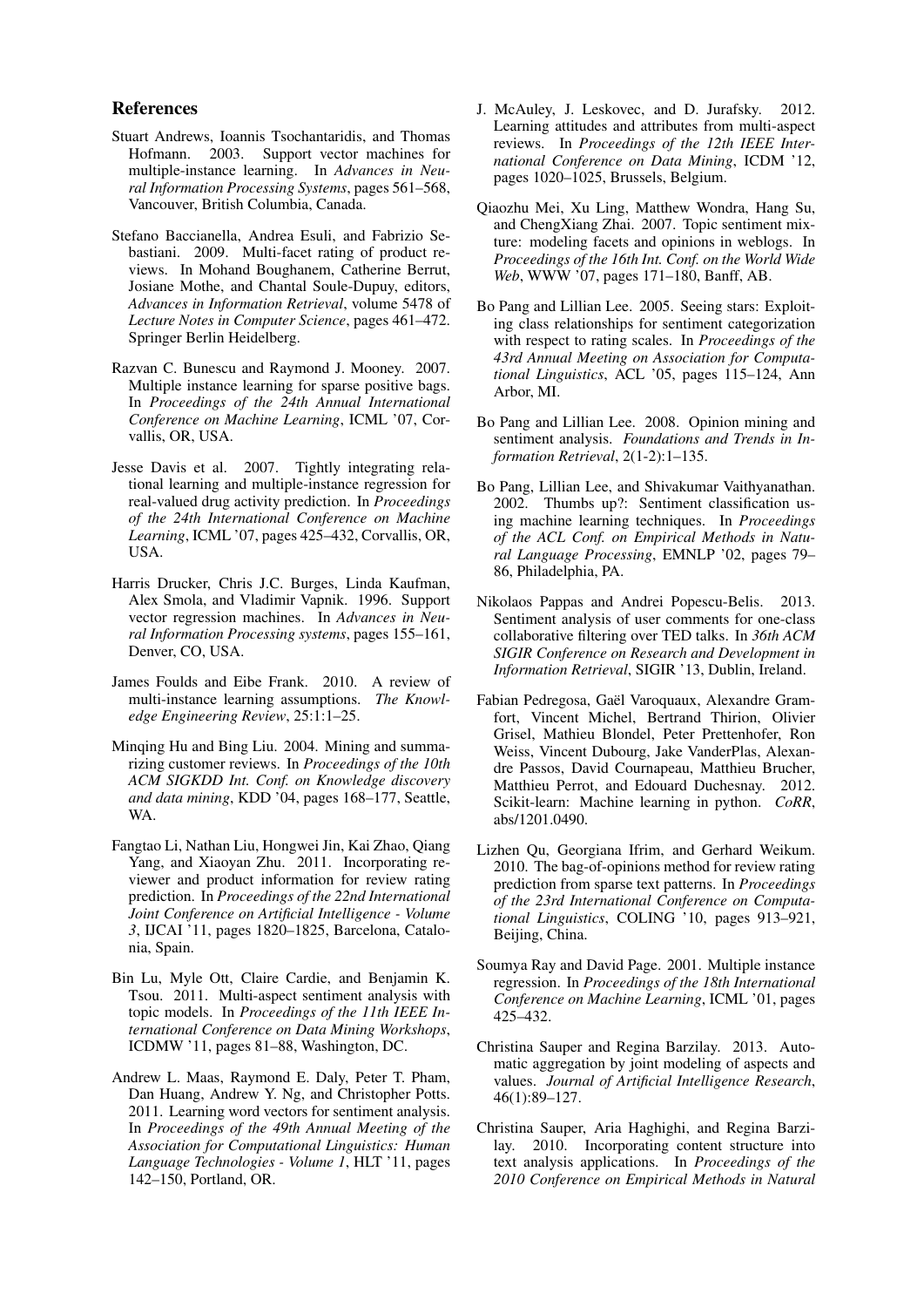## References

Stuart Andrews, Ioannis Tsochantaridis, and Thomas Hofmann. 2003. Support vector machines for multiple-instance learning. In *Advances in Neural Information Processing Systems*, pages 561–568, Vancouver, British Columbia, Canada.

Stefano Baccianella, Andrea Esuli, and Fabrizio Sebastiani. 2009. Multi-facet rating of product reviews. In Mohand Boughanem, Catherine Berrut, Josiane Mothe, and Chantal Soule-Dupuy, editors, *Advances in Information Retrieval*, volume 5478 of *Lecture Notes in Computer Science*, pages 461–472. Springer Berlin Heidelberg.

Razvan C. Bunescu and Raymond J. Mooney. 2007. Multiple instance learning for sparse positive bags. In *Proceedings of the 24th Annual International Conference on Machine Learning*, ICML '07, Corvallis, OR, USA.

Jesse Davis et al. 2007. Tightly integrating relational learning and multiple-instance regression for real-valued drug activity prediction. In *Proceedings of the 24th International Conference on Machine Learning*, ICML '07, pages 425–432, Corvallis, OR, USA.

Harris Drucker, Chris J.C. Burges, Linda Kaufman, Alex Smola, and Vladimir Vapnik. 1996. Support vector regression machines. In *Advances in Neural Information Processing systems*, pages 155–161, Denver, CO, USA.

James Foulds and Eibe Frank. 2010. A review of multi-instance learning assumptions. *The Knowledge Engineering Review*, 25:1:1–25.

Minqing Hu and Bing Liu. 2004. Mining and summarizing customer reviews. In *Proceedings of the 10th ACM SIGKDD Int. Conf. on Knowledge discovery and data mining*, KDD '04, pages 168–177, Seattle, WA.

Fangtao Li, Nathan Liu, Hongwei Jin, Kai Zhao, Qiang Yang, and Xiaoyan Zhu. 2011. Incorporating reviewer and product information for review rating prediction. In *Proceedings of the 22nd International Joint Conference on Artificial Intelligence - Volume 3*, IJCAI '11, pages 1820–1825, Barcelona, Catalonia, Spain.

Bin Lu, Myle Ott, Claire Cardie, and Benjamin K. Tsou. 2011. Multi-aspect sentiment analysis with topic models. In *Proceedings of the 11th IEEE International Conference on Data Mining Workshops*, ICDMW '11, pages 81–88, Washington, DC.

Andrew L. Maas, Raymond E. Daly, Peter T. Pham, Dan Huang, Andrew Y. Ng, and Christopher Potts. 2011. Learning word vectors for sentiment analysis. In *Proceedings of the 49th Annual Meeting of the Association for Computational Linguistics: Human Language Technologies - Volume 1*, HLT '11, pages 142–150, Portland, OR.

J. McAuley, J. Leskovec, and D. Jurafsky. 2012. Learning attitudes and attributes from multi-aspect reviews. In *Proceedings of the 12th IEEE International Conference on Data Mining*, ICDM '12, pages 1020–1025, Brussels, Belgium.

Qiaozhu Mei, Xu Ling, Matthew Wondra, Hang Su, and ChengXiang Zhai. 2007. Topic sentiment mixture: modeling facets and opinions in weblogs. In *Proceedings of the 16th Int. Conf. on the World Wide Web*, WWW '07, pages 171–180, Banff, AB.

Bo Pang and Lillian Lee. 2005. Seeing stars: Exploiting class relationships for sentiment categorization with respect to rating scales. In *Proceedings of the 43rd Annual Meeting on Association for Computational Linguistics*, ACL '05, pages 115–124, Ann Arbor, MI.

Bo Pang and Lillian Lee. 2008. Opinion mining and sentiment analysis. *Foundations and Trends in Information Retrieval*, 2(1-2):1–135.

Bo Pang, Lillian Lee, and Shivakumar Vaithyanathan. 2002. Thumbs up?: Sentiment classification using machine learning techniques. In *Proceedings of the ACL Conf. on Empirical Methods in Natural Language Processing*, EMNLP '02, pages 79–86, Philadelphia, PA.

Nikolaos Pappas and Andrei Popescu-Belis. 2013. Sentiment analysis of user comments for one-class collaborative filtering over TED talks. In *36th ACM SIGIR Conference on Research and Development in Information Retrieval*, SIGIR '13, Dublin, Ireland.

Fabian Pedregosa, Gaël Varoquaux, Alexandre Gramfort, Vincent Michel, Bertrand Thirion, Olivier Grisel, Mathieu Blondel, Peter Prettenhofer, Ron Weiss, Vincent Dubourg, Jake VanderPlas, Alexandre Passos, David Cournapeau, Matthieu Brucher, Matthieu Perrot, and Edouard Duchesnay. 2012. Scikit-learn: Machine learning in python. *CoRR*, abs/1201.0490.

Lizhen Qu, Georgiana Ifrim, and Gerhard Weikum. 2010. The bag-of-opinions method for review rating prediction from sparse text patterns. In *Proceedings of the 23rd International Conference on Computational Linguistics*, COLING '10, pages 913–921, Beijing, China.

Soumya Ray and David Page. 2001. Multiple instance regression. In *Proceedings of the 18th International Conference on Machine Learning*, ICML '01, pages 425–432.

Christina Sauper and Regina Barzilay. 2013. Automatic aggregation by joint modeling of aspects and values. *Journal of Artificial Intelligence Research*, 46(1):89–127.

Christina Sauper, Aria Haghighi, and Regina Barzilay. 2010. Incorporating content structure into text analysis applications. In *Proceedings of the 2010 Conference on Empirical Methods in Natural*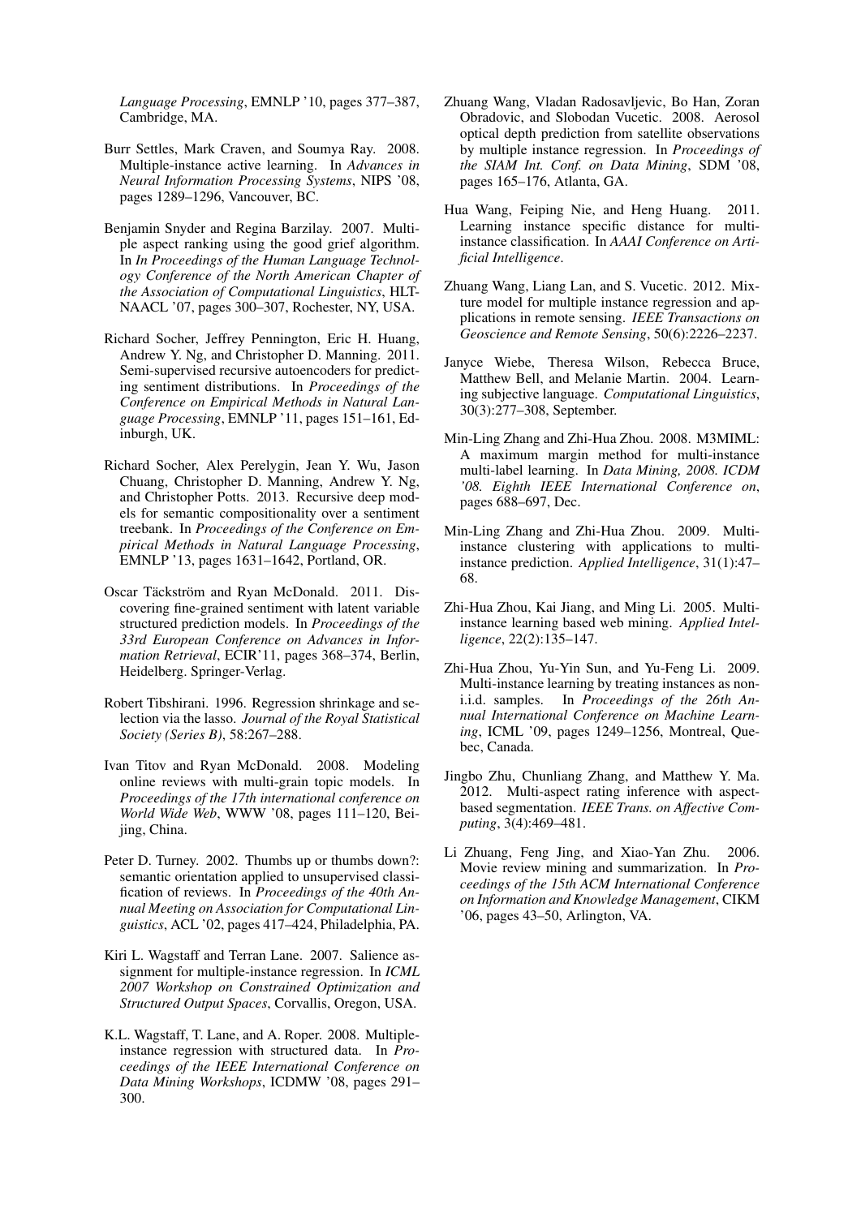*Language Processing*, EMNLP '10, pages 377–387, Cambridge, MA.

Burr Settles, Mark Craven, and Soumya Ray. 2008. Multiple-instance active learning. In *Advances in Neural Information Processing Systems*, NIPS '08, pages 1289–1296, Vancouver, BC.

Benjamin Snyder and Regina Barzilay. 2007. Multiple aspect ranking using the good grief algorithm. In *In Proceedings of the Human Language Technology Conference of the North American Chapter of the Association of Computational Linguistics*, HLT-NAACL '07, pages 300–307, Rochester, NY, USA.

Richard Socher, Jeffrey Pennington, Eric H. Huang, Andrew Y. Ng, and Christopher D. Manning. 2011. Semi-supervised recursive autoencoders for predicting sentiment distributions. In *Proceedings of the Conference on Empirical Methods in Natural Language Processing*, EMNLP '11, pages 151–161, Edinburgh, UK.

Richard Socher, Alex Perelygin, Jean Y. Wu, Jason Chuang, Christopher D. Manning, Andrew Y. Ng, and Christopher Potts. 2013. Recursive deep models for semantic compositionality over a sentiment treebank. In *Proceedings of the Conference on Empirical Methods in Natural Language Processing*, EMNLP '13, pages 1631–1642, Portland, OR.

Oscar Täckström and Ryan McDonald. 2011. Discovering fine-grained sentiment with latent variable structured prediction models. In *Proceedings of the 33rd European Conference on Advances in Information Retrieval*, ECIR'11, pages 368–374, Berlin, Heidelberg. Springer-Verlag.

Robert Tibshirani. 1996. Regression shrinkage and selection via the lasso. *Journal of the Royal Statistical Society (Series B)*, 58:267–288.

Ivan Titov and Ryan McDonald. 2008. Modeling online reviews with multi-grain topic models. In *Proceedings of the 17th international conference on World Wide Web*, WWW '08, pages 111–120, Beijing, China.

Peter D. Turney. 2002. Thumbs up or thumbs down?: semantic orientation applied to unsupervised classification of reviews. In *Proceedings of the 40th Annual Meeting on Association for Computational Linguistics*, ACL '02, pages 417–424, Philadelphia, PA.

Kiri L. Wagstaff and Terran Lane. 2007. Salience assignment for multiple-instance regression. In *ICML 2007 Workshop on Constrained Optimization and Structured Output Spaces*, Corvallis, Oregon, USA.

K.L. Wagstaff, T. Lane, and A. Roper. 2008. Multiple-instance regression with structured data. In *Proceedings of the IEEE International Conference on Data Mining Workshops*, ICDMW '08, pages 291–300.

Zhuang Wang, Vladan Radosavljevic, Bo Han, Zoran Obradovic, and Slobodan Vucetic. 2008. Aerosol optical depth prediction from satellite observations by multiple instance regression. In *Proceedings of the SIAM Int. Conf. on Data Mining*, SDM '08, pages 165–176, Atlanta, GA.

Hua Wang, Feiping Nie, and Heng Huang. 2011. Learning instance specific distance for multi-instance classification. In *AAAI Conference on Artificial Intelligence*.

Zhuang Wang, Liang Lan, and S. Vucetic. 2012. Mixture model for multiple instance regression and applications in remote sensing. *IEEE Transactions on Geoscience and Remote Sensing*, 50(6):2226–2237.

Janyce Wiebe, Theresa Wilson, Rebecca Bruce, Matthew Bell, and Melanie Martin. 2004. Learning subjective language. *Computational Linguistics*, 30(3):277–308, September.

Min-Ling Zhang and Zhi-Hua Zhou. 2008. M3MIML: A maximum margin method for multi-instance multi-label learning. In *Data Mining, 2008. ICDM '08. Eighth IEEE International Conference on*, pages 688–697, Dec.

Min-Ling Zhang and Zhi-Hua Zhou. 2009. Multi-instance clustering with applications to multi-instance prediction. *Applied Intelligence*, 31(1):47–68.

Zhi-Hua Zhou, Kai Jiang, and Ming Li. 2005. Multi-instance learning based web mining. *Applied Intelligence*, 22(2):135–147.

Zhi-Hua Zhou, Yu-Yin Sun, and Yu-Feng Li. 2009. Multi-instance learning by treating instances as non-i.i.d. samples. In *Proceedings of the 26th Annual International Conference on Machine Learning*, ICML '09, pages 1249–1256, Montreal, Quebec, Canada.

Jingbo Zhu, Chunliang Zhang, and Matthew Y. Ma. 2012. Multi-aspect rating inference with aspect-based segmentation. *IEEE Trans. on Affective Computing*, 3(4):469–481.

Li Zhuang, Feng Jing, and Xiao-Yan Zhu. 2006. Movie review mining and summarization. In *Proceedings of the 15th ACM International Conference on Information and Knowledge Management*, CIKM '06, pages 43–50, Arlington, VA.